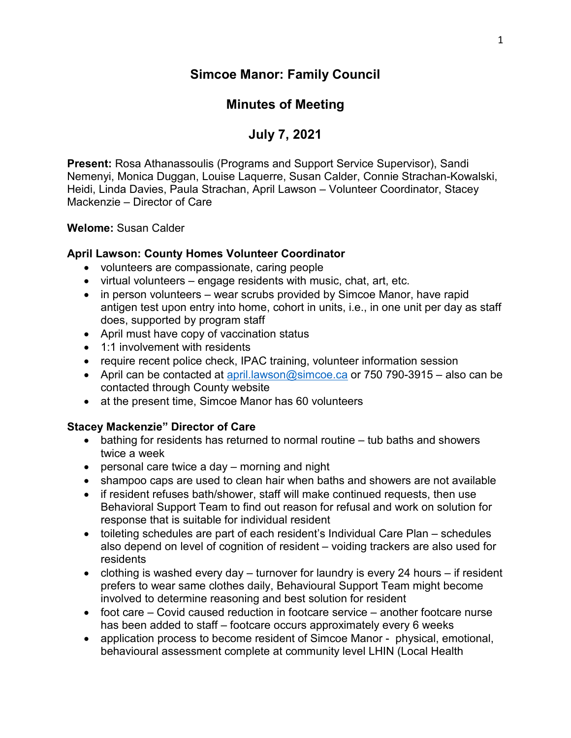# Simcoe Manor: Family Council

## Minutes of Meeting

## July 7, 2021

**Present:** Rosa Athanassoulis (Programs and Support Service Supervisor), Sandi Nemenyi, Monica Duggan, Louise Laquerre, Susan Calder, Connie Strachan-Kowalski, Heidi, Linda Davies, Paula Strachan, April Lawson – Volunteer Coordinator, Stacey Mackenzie – Director of Care

**Welome:** Susan Calder

**April Lawson: County Homes Volunteer Coordinator**

- volunteers are compassionate, caring people
- virtual volunteers – engage residents with music, chat, art, etc.
- in person volunteers – wear scrubs provided by Simcoe Manor, have rapid antigen test upon entry into home, cohort in units, i.e., in one unit per day as staff does, supported by program staff
- April must have copy of vaccination status
- 1:1 involvement with residents
- require recent police check, IPAC training, volunteer information session
- April can be contacted at april.lawson@simcoe.ca or 750 790-3915 – also can be contacted through County website
- at the present time, Simcoe Manor has 60 volunteers

**Stacey Mackenzie" Director of Care**

- bathing for residents has returned to normal routine – tub baths and showers twice a week
- personal care twice a day – morning and night
- shampoo caps are used to clean hair when baths and showers are not available
- if resident refuses bath/shower, staff will make continued requests, then use Behavioral Support Team to find out reason for refusal and work on solution for response that is suitable for individual resident
- toileting schedules are part of each resident's Individual Care Plan – schedules also depend on level of cognition of resident – voiding trackers are also used for residents
- clothing is washed every day – turnover for laundry is every 24 hours – if resident prefers to wear same clothes daily, Behavioural Support Team might become involved to determine reasoning and best solution for resident
- foot care – Covid caused reduction in footcare service – another footcare nurse has been added to staff – footcare occurs approximately every 6 weeks
- application process to become resident of Simcoe Manor - physical, emotional, behavioural assessment complete at community level LHIN (Local Health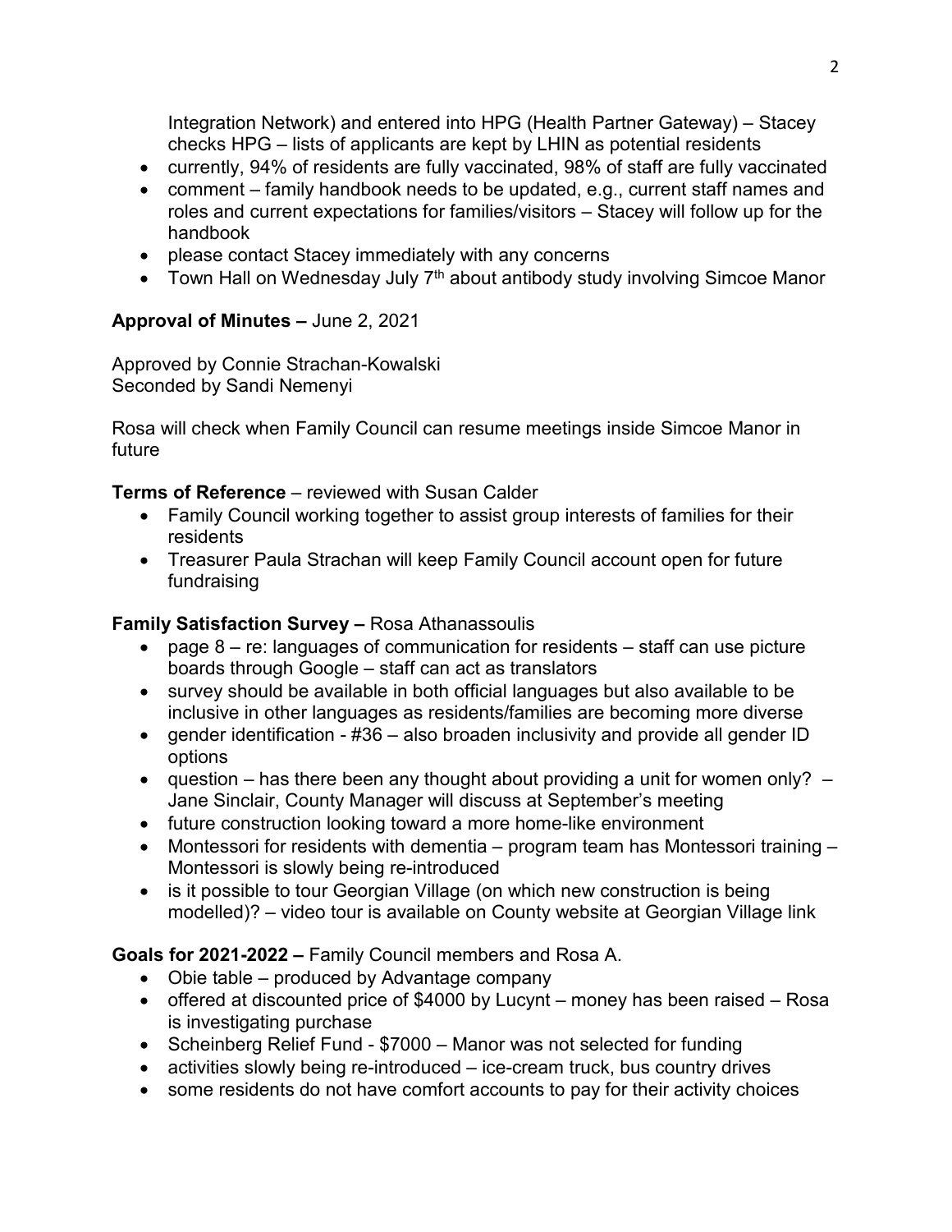Integration Network) and entered into HPG (Health Partner Gateway) – Stacey checks HPG – lists of applicants are kept by LHIN as potential residents

- currently, 94% of residents are fully vaccinated, 98% of staff are fully vaccinated
- comment – family handbook needs to be updated, e.g., current staff names and roles and current expectations for families/visitors – Stacey will follow up for the handbook
- please contact Stacey immediately with any concerns
- Town Hall on Wednesday July 7th about antibody study involving Simcoe Manor

**Approval of Minutes –** June 2, 2021

Approved by Connie Strachan-Kowalski
Seconded by Sandi Nemenyi

Rosa will check when Family Council can resume meetings inside Simcoe Manor in future

**Terms of Reference** – reviewed with Susan Calder

- Family Council working together to assist group interests of families for their residents
- Treasurer Paula Strachan will keep Family Council account open for future fundraising

**Family Satisfaction Survey –** Rosa Athanassoulis

- page 8 – re: languages of communication for residents – staff can use picture boards through Google – staff can act as translators
- survey should be available in both official languages but also available to be inclusive in other languages as residents/families are becoming more diverse
- gender identification - #36 – also broaden inclusivity and provide all gender ID options
- question – has there been any thought about providing a unit for women only? – Jane Sinclair, County Manager will discuss at September's meeting
- future construction looking toward a more home-like environment
- Montessori for residents with dementia – program team has Montessori training – Montessori is slowly being re-introduced
- is it possible to tour Georgian Village (on which new construction is being modelled)? – video tour is available on County website at Georgian Village link

**Goals for 2021-2022 –** Family Council members and Rosa A.

- Obie table – produced by Advantage company
- offered at discounted price of $4000 by Lucynt – money has been raised – Rosa is investigating purchase
- Scheinberg Relief Fund - $7000 – Manor was not selected for funding
- activities slowly being re-introduced – ice-cream truck, bus country drives
- some residents do not have comfort accounts to pay for their activity choices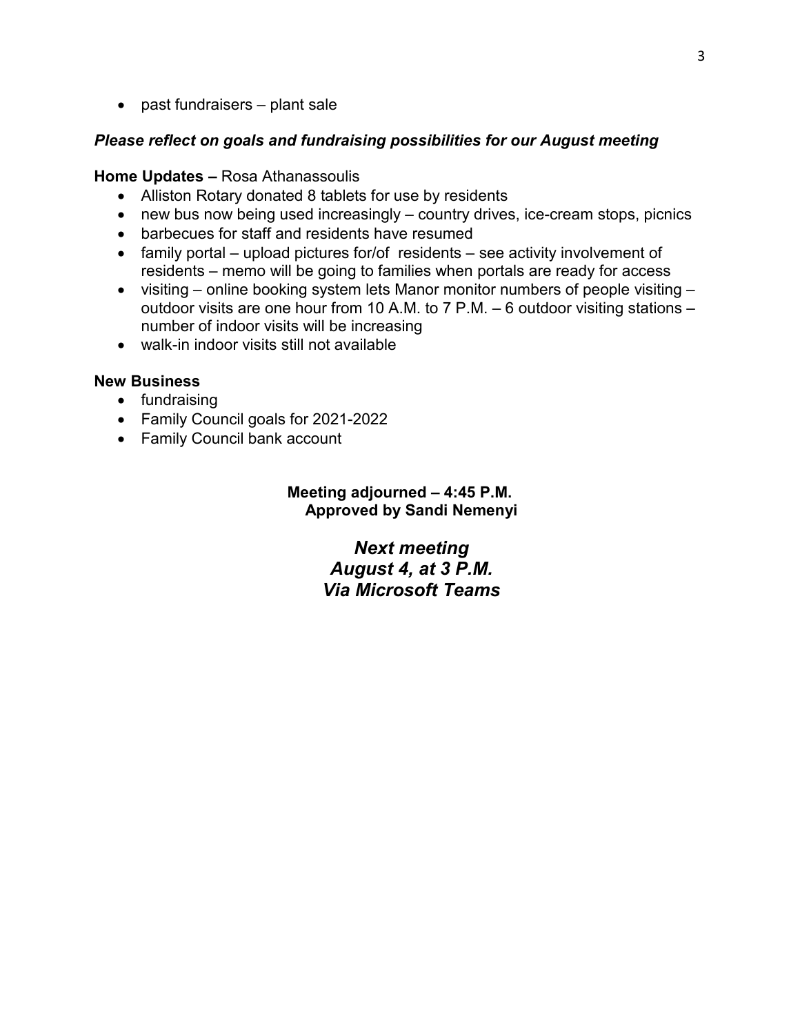- past fundraisers – plant sale

***Please reflect on goals and fundraising possibilities for our August meeting***

**Home Updates –** Rosa Athanassoulis

- Alliston Rotary donated 8 tablets for use by residents
- new bus now being used increasingly – country drives, ice-cream stops, picnics
- barbecues for staff and residents have resumed
- family portal – upload pictures for/of residents – see activity involvement of residents – memo will be going to families when portals are ready for access
- visiting – online booking system lets Manor monitor numbers of people visiting – outdoor visits are one hour from 10 A.M. to 7 P.M. – 6 outdoor visiting stations – number of indoor visits will be increasing
- walk-in indoor visits still not available

**New Business**

- fundraising
- Family Council goals for 2021-2022
- Family Council bank account

**Meeting adjourned – 4:45 P.M.**
**Approved by Sandi Nemenyi**

***Next meeting***
***August 4, at 3 P.M.***
***Via Microsoft Teams***